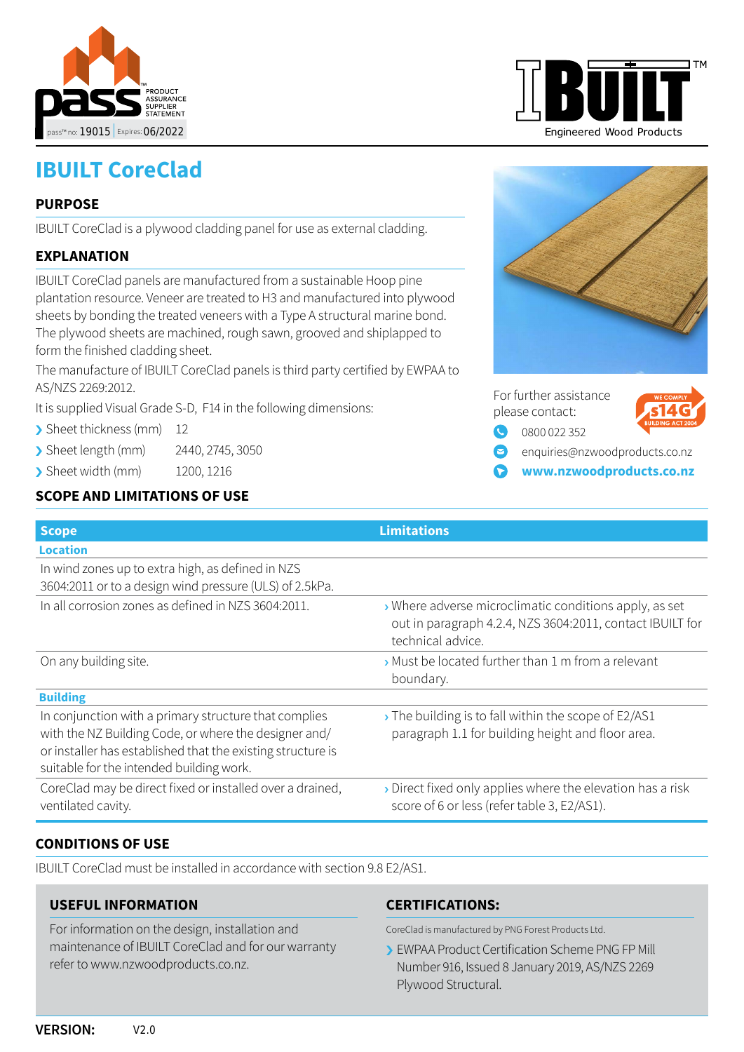pass™ no: 19015 Expires: 06/2022

PASS — PRODUCT ASSURANCE SUPPLIER STATEMENT

IBUILT™ Engineered Wood Products

# IBUILT CoreClad

## PURPOSE

IBUILT CoreClad is a plywood cladding panel for use as external cladding.

## EXPLANATION

IBUILT CoreClad panels are manufactured from a sustainable Hoop pine plantation resource. Veneer are treated to H3 and manufactured into plywood sheets by bonding the treated veneers with a Type A structural marine bond. The plywood sheets are machined, rough sawn, grooved and shiplapped to form the finished cladding sheet.

The manufacture of IBUILT CoreClad panels is third party certified by EWPAA to AS/NZS 2269:2012.

It is supplied Visual Grade S-D, F14 in the following dimensions:

- Sheet thickness (mm) 12
- Sheet length (mm) 2440, 2745, 3050
- Sheet width (mm) 1200, 1216

For further assistance please contact:

WE COMPLY s14G BUILDING ACT 2004

- 0800 022 352
- enquiries@nzwoodproducts.co.nz
- **www.nzwoodproducts.co.nz**

## SCOPE AND LIMITATIONS OF USE

| Scope | Limitations |
|---|---|
| **Location** | |
| In wind zones up to extra high, as defined in NZS 3604:2011 or to a design wind pressure (ULS) of 2.5kPa. | |
| In all corrosion zones as defined in NZS 3604:2011. | Where adverse microclimatic conditions apply, as set out in paragraph 4.2.4, NZS 3604:2011, contact IBUILT for technical advice. |
| On any building site. | Must be located further than 1 m from a relevant boundary. |
| **Building** | |
| In conjunction with a primary structure that complies with the NZ Building Code, or where the designer and/or installer has established that the existing structure is suitable for the intended building work. | The building is to fall within the scope of E2/AS1 paragraph 1.1 for building height and floor area. |
| CoreClad may be direct fixed or installed over a drained, ventilated cavity. | Direct fixed only applies where the elevation has a risk score of 6 or less (refer table 3, E2/AS1). |

## CONDITIONS OF USE

IBUILT CoreClad must be installed in accordance with section 9.8 E2/AS1.

## USEFUL INFORMATION

For information on the design, installation and maintenance of IBUILT CoreClad and for our warranty refer to www.nzwoodproducts.co.nz.

## CERTIFICATIONS:

CoreClad is manufactured by PNG Forest Products Ltd.

- EWPAA Product Certification Scheme PNG FP Mill Number 916, Issued 8 January 2019, AS/NZS 2269 Plywood Structural.

**VERSION:** V2.0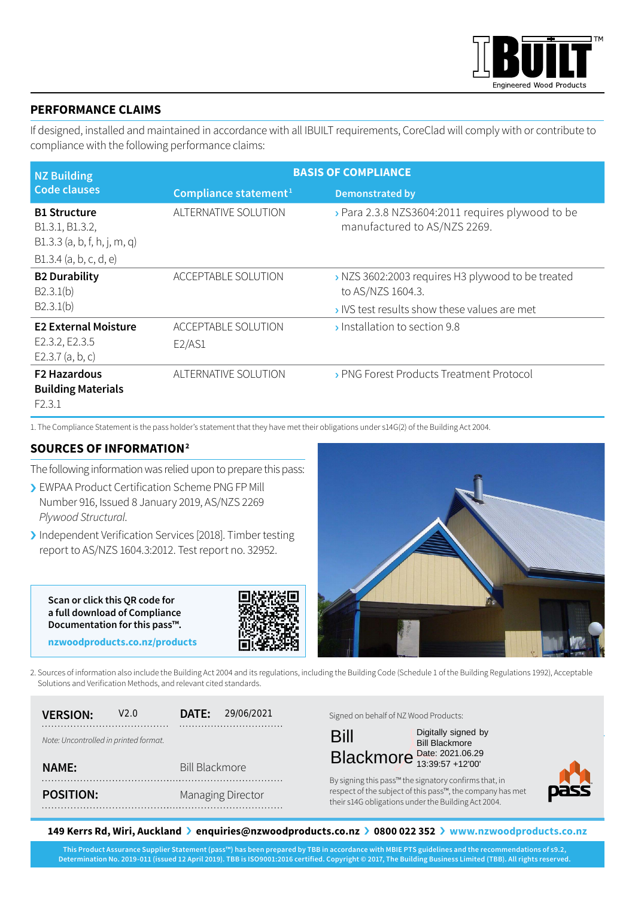## PERFORMANCE CLAIMS

If designed, installed and maintained in accordance with all IBUILT requirements, CoreClad will comply with or contribute to compliance with the following performance claims:

| NZ Building Code clauses | BASIS OF COMPLIANCE | |
|---|---|---|
| | Compliance statement[1] | Demonstrated by |
| **B1 Structure** B1.3.1, B1.3.2, B1.3.3 (a, b, f, h, j, m, q) B1.3.4 (a, b, c, d, e) | ALTERNATIVE SOLUTION | › Para 2.3.8 NZS3604:2011 requires plywood to be manufactured to AS/NZS 2269. |
| **B2 Durability** B2.3.1(b) B2.3.1(b) | ACCEPTABLE SOLUTION | › NZS 3602:2003 requires H3 plywood to be treated to AS/NZS 1604.3. › IVS test results show these values are met |
| **E2 External Moisture** E2.3.2, E2.3.5 E2.3.7 (a, b, c) | ACCEPTABLE SOLUTION E2/AS1 | › Installation to section 9.8 |
| **F2 Hazardous Building Materials** F2.3.1 | ALTERNATIVE SOLUTION | › PNG Forest Products Treatment Protocol |

1. The Compliance Statement is the pass holder's statement that they have met their obligations under s14G(2) of the Building Act 2004.

## SOURCES OF INFORMATION[2]

The following information was relied upon to prepare this pass:

- EWPAA Product Certification Scheme PNG FP Mill Number 916, Issued 8 January 2019, AS/NZS 2269 *Plywood Structural.*
- Independent Verification Services [2018]. Timber testing report to AS/NZS 1604.3:2012. Test report no. 32952.

**Scan or click this QR code for a full download of Compliance Documentation for this pass™.**

**nzwoodproducts.co.nz/products**

2. Sources of information also include the Building Act 2004 and its regulations, including the Building Code (Schedule 1 of the Building Regulations 1992), Acceptable Solutions and Verification Methods, and relevant cited standards.

**VERSION:** V2.0 **DATE:** 29/06/2021

*Note: Uncontrolled in printed format.*

**NAME:** Bill Blackmore

**POSITION:** Managing Director

Signed on behalf of NZ Wood Products:

Bill Blackmore — Digitally signed by Bill Blackmore Date: 2021.06.29 13:39:57 +12'00'

By signing this pass™ the signatory confirms that, in respect of the subject of this pass™, the company has met their s14G obligations under the Building Act 2004.

**149 Kerrs Rd, Wiri, Auckland › enquiries@nzwoodproducts.co.nz › 0800 022 352 › www.nzwoodproducts.co.nz**

This Product Assurance Supplier Statement (pass™) has been prepared by TBB in accordance with MBIE PTS guidelines and the recommendations of s9.2, Determination No. 2019-011 (issued 12 April 2019). TBB is ISO9001:2016 certified. Copyright © 2017, The Building Business Limited (TBB). All rights reserved.